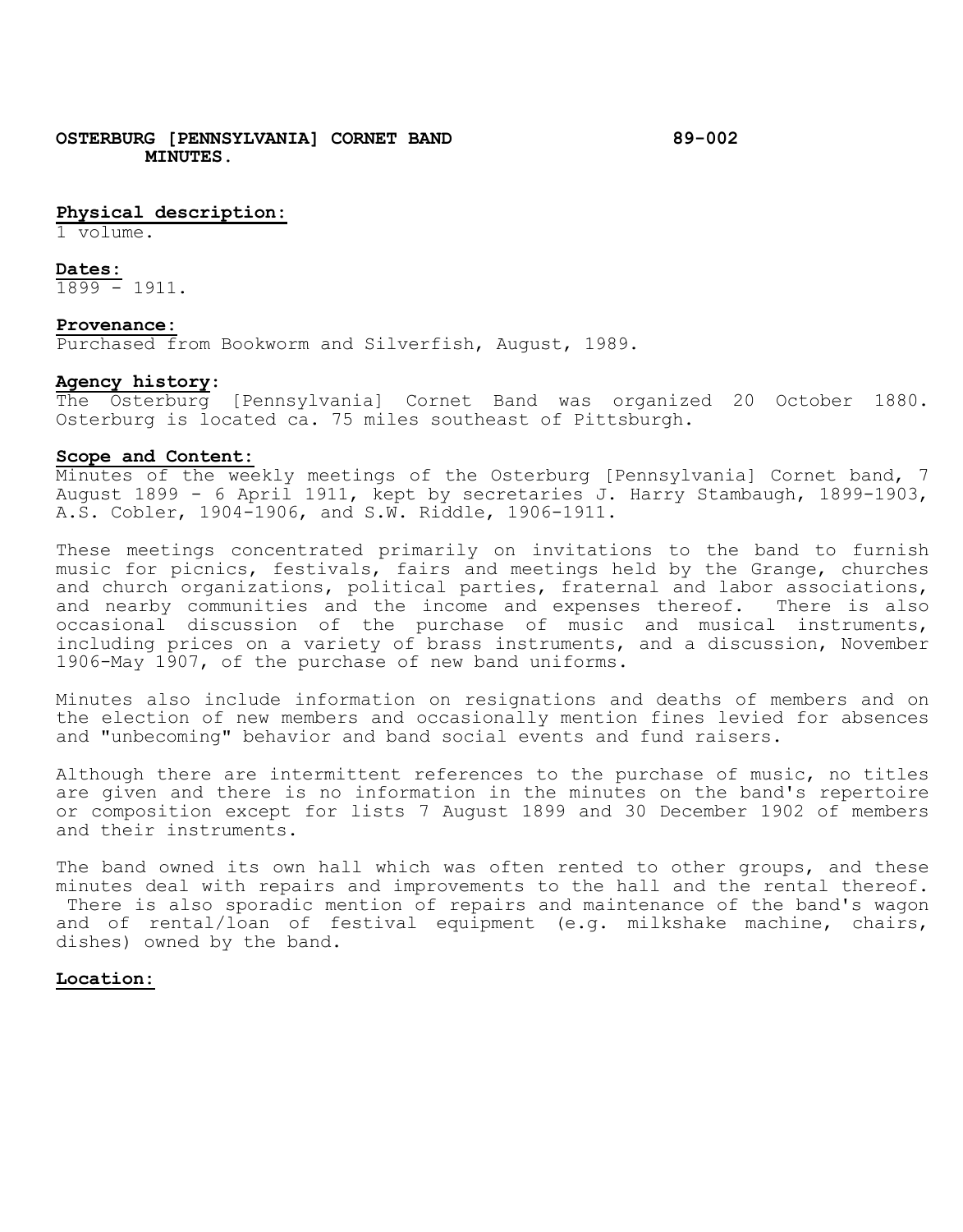**OSTERBURG [PENNSYLVANIA] CORNET BAND MINUTES.** **89-002**

**Physical description:**
1 volume.

**Dates:**
1899 - 1911.

**Provenance:**
Purchased from Bookworm and Silverfish, August, 1989.

**Agency history:**
The Osterburg [Pennsylvania] Cornet Band was organized 20 October 1880. Osterburg is located ca. 75 miles southeast of Pittsburgh.

**Scope and Content:**
Minutes of the weekly meetings of the Osterburg [Pennsylvania] Cornet band, 7 August 1899 - 6 April 1911, kept by secretaries J. Harry Stambaugh, 1899-1903, A.S. Cobler, 1904-1906, and S.W. Riddle, 1906-1911.

These meetings concentrated primarily on invitations to the band to furnish music for picnics, festivals, fairs and meetings held by the Grange, churches and church organizations, political parties, fraternal and labor associations, and nearby communities and the income and expenses thereof. There is also occasional discussion of the purchase of music and musical instruments, including prices on a variety of brass instruments, and a discussion, November 1906-May 1907, of the purchase of new band uniforms.

Minutes also include information on resignations and deaths of members and on the election of new members and occasionally mention fines levied for absences and "unbecoming" behavior and band social events and fund raisers.

Although there are intermittent references to the purchase of music, no titles are given and there is no information in the minutes on the band's repertoire or composition except for lists 7 August 1899 and 30 December 1902 of members and their instruments.

The band owned its own hall which was often rented to other groups, and these minutes deal with repairs and improvements to the hall and the rental thereof. There is also sporadic mention of repairs and maintenance of the band's wagon and of rental/loan of festival equipment (e.g. milkshake machine, chairs, dishes) owned by the band.

**Location:**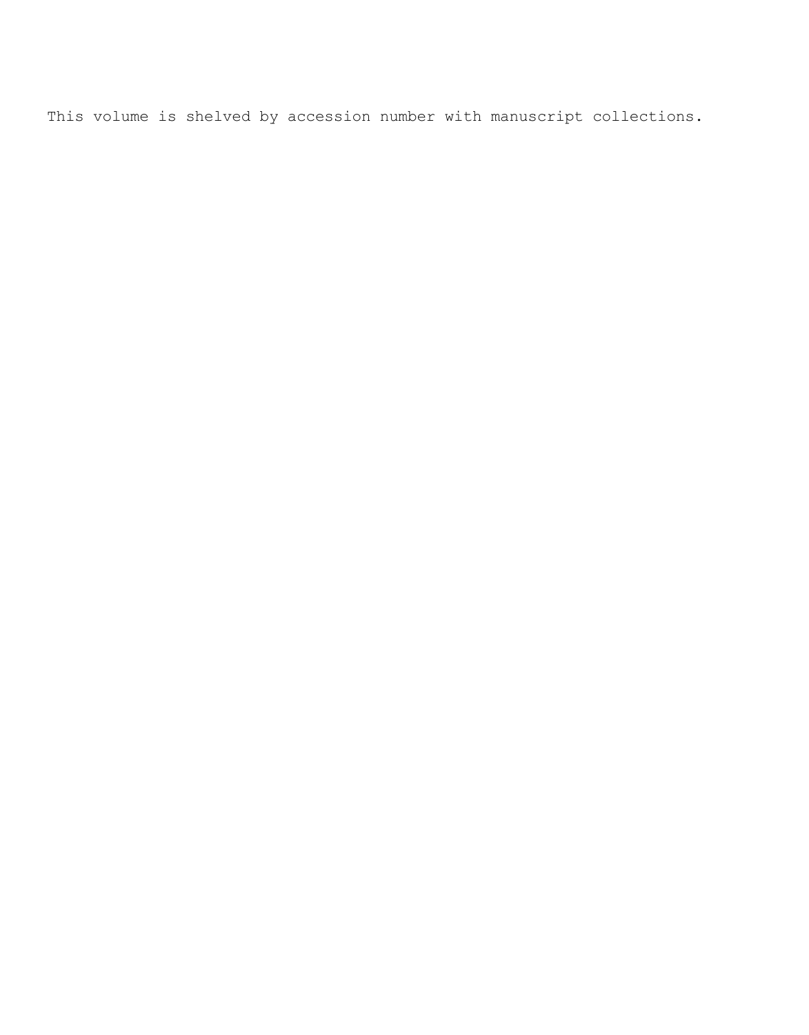This volume is shelved by accession number with manuscript collections.